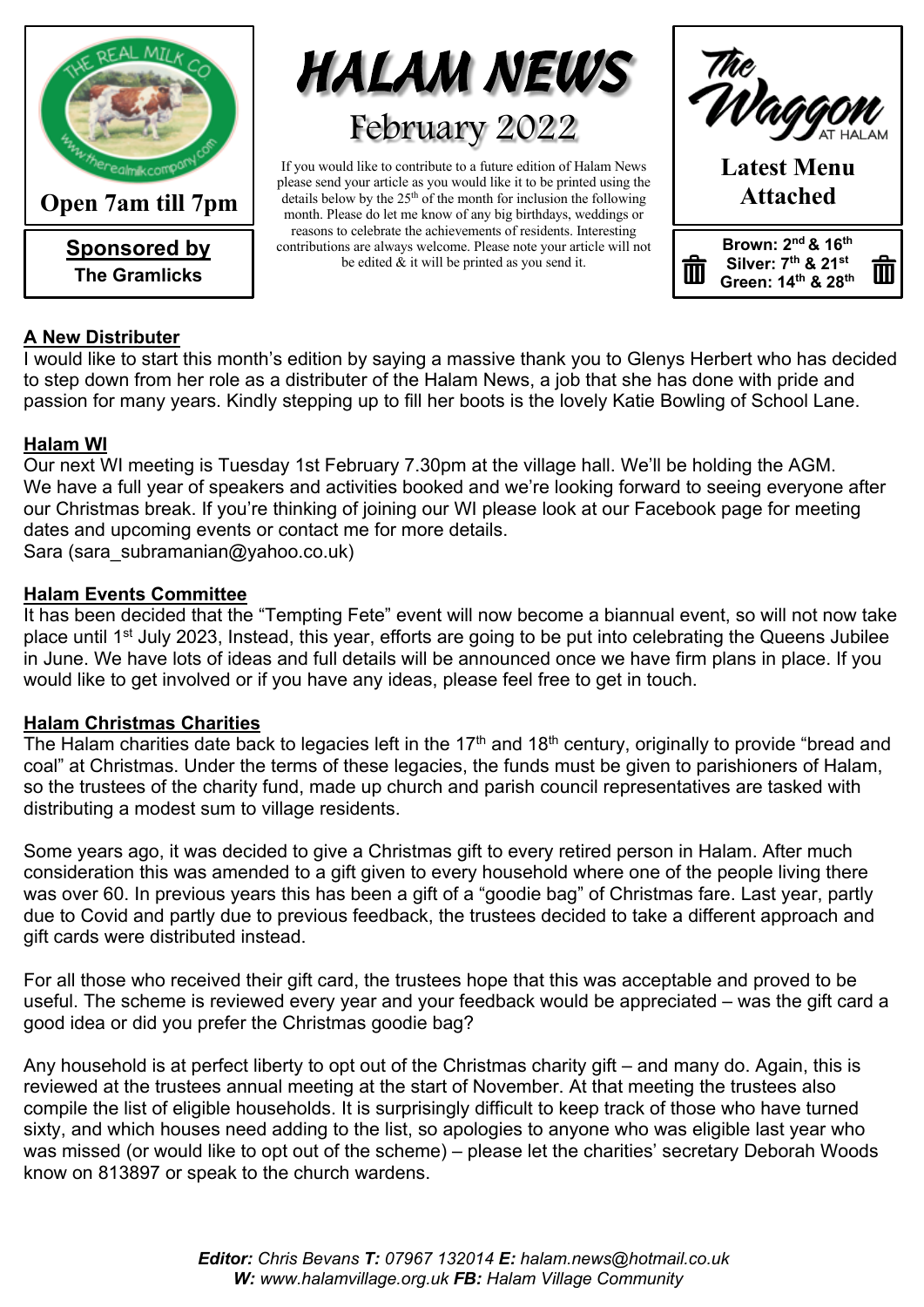# HALAM NEWS

## February 2022

Open 7am till 7pm

**Sponsored by**
**The Gramlicks**

If you would like to contribute to a future edition of Halam News please send your article as you would like it to be printed using the details below by the 25th of the month for inclusion the following month. Please do let me know of any big birthdays, weddings or reasons to celebrate the achievements of residents. Interesting contributions are always welcome. Please note your article will not be edited & it will be printed as you send it.

The Waggon AT HALAM

**Latest Menu Attached**

**Brown: 2nd & 16th**
**Silver: 7th & 21st**
**Green: 14th & 28th**

### A New Distributer

I would like to start this month's edition by saying a massive thank you to Glenys Herbert who has decided to step down from her role as a distributer of the Halam News, a job that she has done with pride and passion for many years. Kindly stepping up to fill her boots is the lovely Katie Bowling of School Lane.

### Halam WI

Our next WI meeting is Tuesday 1st February 7.30pm at the village hall. We'll be holding the AGM. We have a full year of speakers and activities booked and we're looking forward to seeing everyone after our Christmas break. If you're thinking of joining our WI please look at our Facebook page for meeting dates and upcoming events or contact me for more details.
Sara (sara_subramanian@yahoo.co.uk)

### Halam Events Committee

It has been decided that the "Tempting Fete" event will now become a biannual event, so will not now take place until 1st July 2023, Instead, this year, efforts are going to be put into celebrating the Queens Jubilee in June. We have lots of ideas and full details will be announced once we have firm plans in place. If you would like to get involved or if you have any ideas, please feel free to get in touch.

### Halam Christmas Charities

The Halam charities date back to legacies left in the 17th and 18th century, originally to provide "bread and coal" at Christmas. Under the terms of these legacies, the funds must be given to parishioners of Halam, so the trustees of the charity fund, made up church and parish council representatives are tasked with distributing a modest sum to village residents.

Some years ago, it was decided to give a Christmas gift to every retired person in Halam. After much consideration this was amended to a gift given to every household where one of the people living there was over 60. In previous years this has been a gift of a "goodie bag" of Christmas fare. Last year, partly due to Covid and partly due to previous feedback, the trustees decided to take a different approach and gift cards were distributed instead.

For all those who received their gift card, the trustees hope that this was acceptable and proved to be useful. The scheme is reviewed every year and your feedback would be appreciated – was the gift card a good idea or did you prefer the Christmas goodie bag?

Any household is at perfect liberty to opt out of the Christmas charity gift – and many do. Again, this is reviewed at the trustees annual meeting at the start of November. At that meeting the trustees also compile the list of eligible households. It is surprisingly difficult to keep track of those who have turned sixty, and which houses need adding to the list, so apologies to anyone who was eligible last year who was missed (or would like to opt out of the scheme) – please let the charities' secretary Deborah Woods know on 813897 or speak to the church wardens.

***Editor:*** *Chris Bevans* ***T:*** *07967 132014* ***E:*** *halam.news@hotmail.co.uk*
***W:*** *www.halamvillage.org.uk* ***FB:*** *Halam Village Community*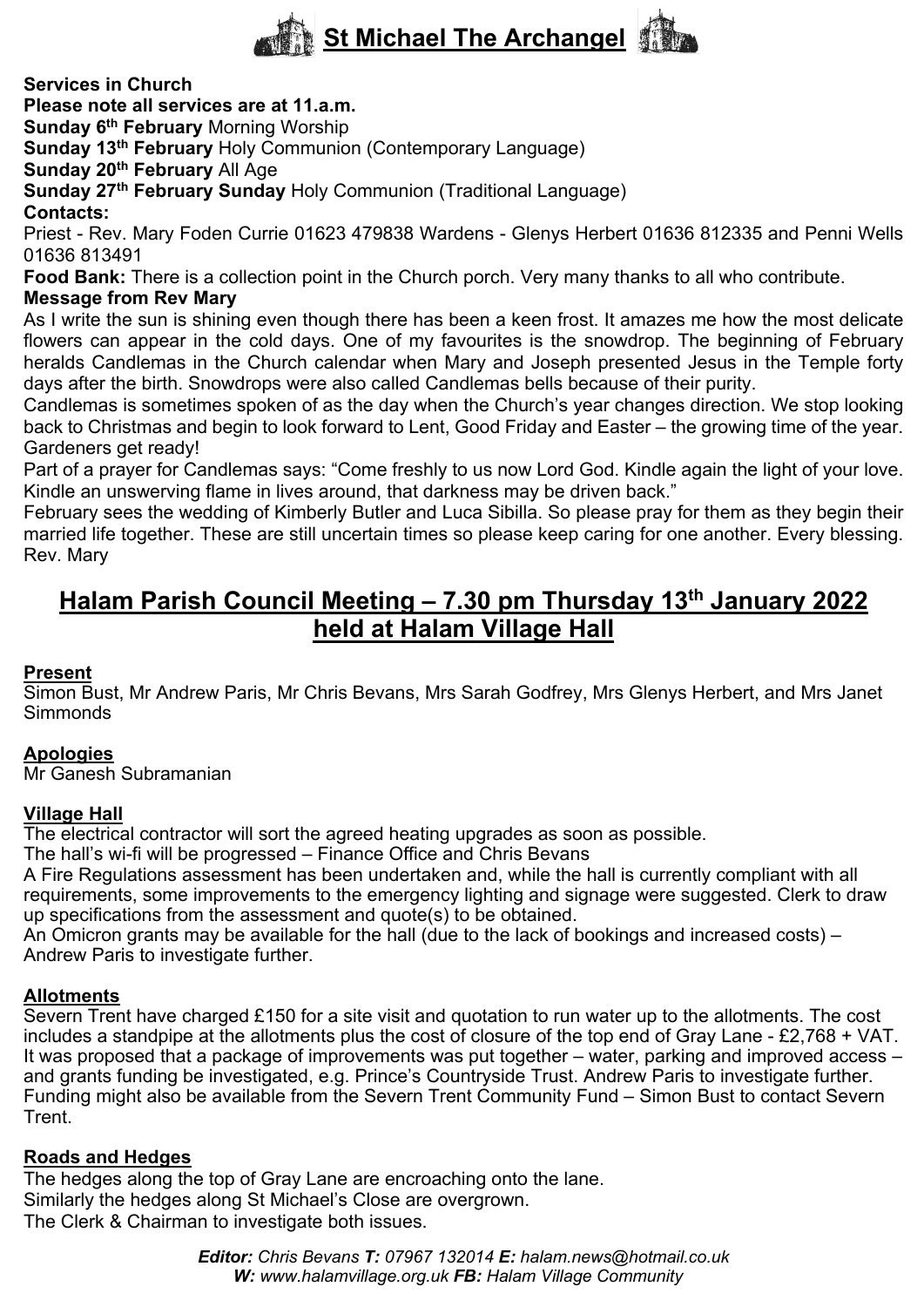# St Michael The Archangel

**Services in Church**

**Please note all services are at 11.a.m.**

**Sunday 6th February** Morning Worship

**Sunday 13th February** Holy Communion (Contemporary Language)

**Sunday 20th February** All Age

**Sunday 27th February Sunday** Holy Communion (Traditional Language)

**Contacts:**

Priest - Rev. Mary Foden Currie 01623 479838 Wardens - Glenys Herbert 01636 812335 and Penni Wells 01636 813491

**Food Bank:** There is a collection point in the Church porch. Very many thanks to all who contribute.

**Message from Rev Mary**

As I write the sun is shining even though there has been a keen frost. It amazes me how the most delicate flowers can appear in the cold days. One of my favourites is the snowdrop. The beginning of February heralds Candlemas in the Church calendar when Mary and Joseph presented Jesus in the Temple forty days after the birth. Snowdrops were also called Candlemas bells because of their purity.

Candlemas is sometimes spoken of as the day when the Church's year changes direction. We stop looking back to Christmas and begin to look forward to Lent, Good Friday and Easter – the growing time of the year. Gardeners get ready!

Part of a prayer for Candlemas says: "Come freshly to us now Lord God. Kindle again the light of your love. Kindle an unswerving flame in lives around, that darkness may be driven back."

February sees the wedding of Kimberly Butler and Luca Sibilla. So please pray for them as they begin their married life together. These are still uncertain times so please keep caring for one another. Every blessing. Rev. Mary

## Halam Parish Council Meeting – 7.30 pm Thursday 13th January 2022 held at Halam Village Hall

**Present**

Simon Bust, Mr Andrew Paris, Mr Chris Bevans, Mrs Sarah Godfrey, Mrs Glenys Herbert, and Mrs Janet Simmonds

**Apologies**

Mr Ganesh Subramanian

**Village Hall**

The electrical contractor will sort the agreed heating upgrades as soon as possible.

The hall's wi-fi will be progressed – Finance Office and Chris Bevans

A Fire Regulations assessment has been undertaken and, while the hall is currently compliant with all requirements, some improvements to the emergency lighting and signage were suggested. Clerk to draw up specifications from the assessment and quote(s) to be obtained.

An Omicron grants may be available for the hall (due to the lack of bookings and increased costs) – Andrew Paris to investigate further.

**Allotments**

Severn Trent have charged £150 for a site visit and quotation to run water up to the allotments. The cost includes a standpipe at the allotments plus the cost of closure of the top end of Gray Lane - £2,768 + VAT. It was proposed that a package of improvements was put together – water, parking and improved access – and grants funding be investigated, e.g. Prince's Countryside Trust. Andrew Paris to investigate further. Funding might also be available from the Severn Trent Community Fund – Simon Bust to contact Severn Trent.

**Roads and Hedges**

The hedges along the top of Gray Lane are encroaching onto the lane.

Similarly the hedges along St Michael's Close are overgrown.

The Clerk & Chairman to investigate both issues.

***Editor:** Chris Bevans **T:** 07967 132014 **E:** halam.news@hotmail.co.uk*
***W:** www.halamvillage.org.uk **FB:** Halam Village Community*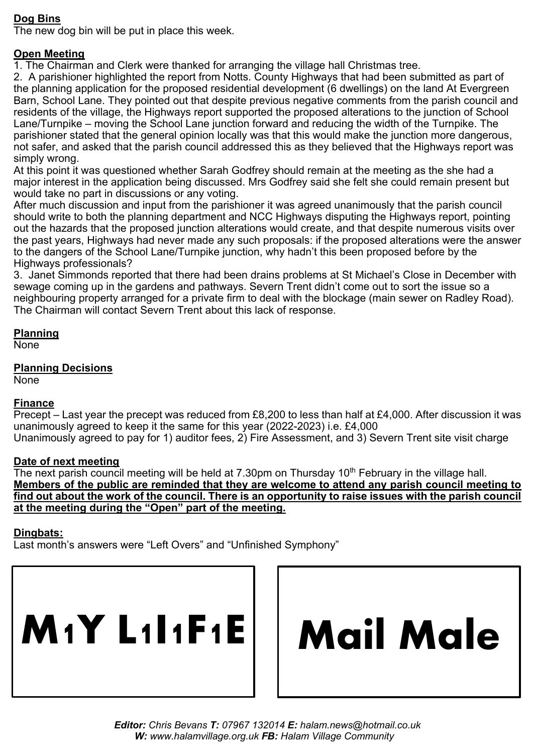**Dog Bins**

The new dog bin will be put in place this week.

**Open Meeting**

1. The Chairman and Clerk were thanked for arranging the village hall Christmas tree.
2. A parishioner highlighted the report from Notts. County Highways that had been submitted as part of the planning application for the proposed residential development (6 dwellings) on the land At Evergreen Barn, School Lane. They pointed out that despite previous negative comments from the parish council and residents of the village, the Highways report supported the proposed alterations to the junction of School Lane/Turnpike – moving the School Lane junction forward and reducing the width of the Turnpike. The parishioner stated that the general opinion locally was that this would make the junction more dangerous, not safer, and asked that the parish council addressed this as they believed that the Highways report was simply wrong.

At this point it was questioned whether Sarah Godfrey should remain at the meeting as the she had a major interest in the application being discussed. Mrs Godfrey said she felt she could remain present but would take no part in discussions or any voting.

After much discussion and input from the parishioner it was agreed unanimously that the parish council should write to both the planning department and NCC Highways disputing the Highways report, pointing out the hazards that the proposed junction alterations would create, and that despite numerous visits over the past years, Highways had never made any such proposals: if the proposed alterations were the answer to the dangers of the School Lane/Turnpike junction, why hadn't this been proposed before by the Highways professionals?

3. Janet Simmonds reported that there had been drains problems at St Michael's Close in December with sewage coming up in the gardens and pathways. Severn Trent didn't come out to sort the issue so a neighbouring property arranged for a private firm to deal with the blockage (main sewer on Radley Road). The Chairman will contact Severn Trent about this lack of response.

**Planning**

None

**Planning Decisions**

None

**Finance**

Precept – Last year the precept was reduced from £8,200 to less than half at £4,000. After discussion it was unanimously agreed to keep it the same for this year (2022-2023) i.e. £4,000

Unanimously agreed to pay for 1) auditor fees, 2) Fire Assessment, and 3) Severn Trent site visit charge

**Date of next meeting**

The next parish council meeting will be held at 7.30pm on Thursday 10th February in the village hall.
**Members of the public are reminded that they are welcome to attend any parish council meeting to find out about the work of the council. There is an opportunity to raise issues with the parish council at the meeting during the "Open" part of the meeting.**

**Dingbats:**

Last month's answers were "Left Overs" and "Unfinished Symphony"

| M1Y L1I1F1E | Mail Male |
| --- | --- |

***Editor:*** *Chris Bevans* ***T:*** *07967 132014* ***E:*** *halam.news@hotmail.co.uk*
***W:*** *www.halamvillage.org.uk* ***FB:*** *Halam Village Community*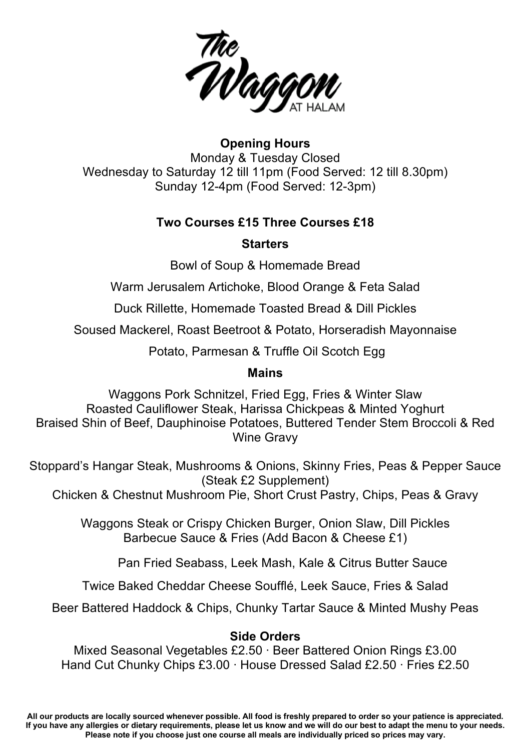# The Waggon AT HALAM

**Opening Hours**

Monday & Tuesday Closed
Wednesday to Saturday 12 till 11pm (Food Served: 12 till 8.30pm)
Sunday 12-4pm (Food Served: 12-3pm)

**Two Courses £15 Three Courses £18**

## Starters

Bowl of Soup & Homemade Bread

Warm Jerusalem Artichoke, Blood Orange & Feta Salad

Duck Rillette, Homemade Toasted Bread & Dill Pickles

Soused Mackerel, Roast Beetroot & Potato, Horseradish Mayonnaise

Potato, Parmesan & Truffle Oil Scotch Egg

## Mains

Waggons Pork Schnitzel, Fried Egg, Fries & Winter Slaw
Roasted Cauliflower Steak, Harissa Chickpeas & Minted Yoghurt
Braised Shin of Beef, Dauphinoise Potatoes, Buttered Tender Stem Broccoli & Red Wine Gravy

Stoppard's Hangar Steak, Mushrooms & Onions, Skinny Fries, Peas & Pepper Sauce (Steak £2 Supplement)
Chicken & Chestnut Mushroom Pie, Short Crust Pastry, Chips, Peas & Gravy

Waggons Steak or Crispy Chicken Burger, Onion Slaw, Dill Pickles
Barbecue Sauce & Fries (Add Bacon & Cheese £1)

Pan Fried Seabass, Leek Mash, Kale & Citrus Butter Sauce

Twice Baked Cheddar Cheese Soufflé, Leek Sauce, Fries & Salad

Beer Battered Haddock & Chips, Chunky Tartar Sauce & Minted Mushy Peas

## Side Orders

Mixed Seasonal Vegetables £2.50 · Beer Battered Onion Rings £3.00
Hand Cut Chunky Chips £3.00 · House Dressed Salad £2.50 · Fries £2.50

**All our products are locally sourced whenever possible. All food is freshly prepared to order so your patience is appreciated. If you have any allergies or dietary requirements, please let us know and we will do our best to adapt the menu to your needs. Please note if you choose just one course all meals are individually priced so prices may vary.**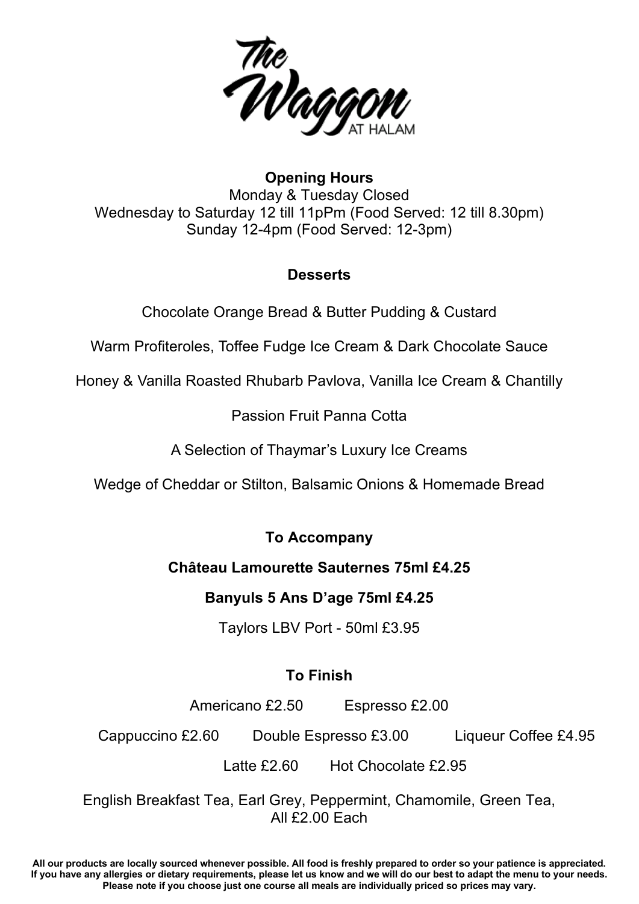# The Waggon AT HALAM

**Opening Hours**
Monday & Tuesday Closed
Wednesday to Saturday 12 till 11pPm (Food Served: 12 till 8.30pm)
Sunday 12-4pm (Food Served: 12-3pm)

## Desserts

Chocolate Orange Bread & Butter Pudding & Custard

Warm Profiteroles, Toffee Fudge Ice Cream & Dark Chocolate Sauce

Honey & Vanilla Roasted Rhubarb Pavlova, Vanilla Ice Cream & Chantilly

Passion Fruit Panna Cotta

A Selection of Thaymar's Luxury Ice Creams

Wedge of Cheddar or Stilton, Balsamic Onions & Homemade Bread

## To Accompany

**Château Lamourette Sauternes 75ml £4.25**

**Banyuls 5 Ans D'age 75ml £4.25**

Taylors LBV Port - 50ml £3.95

## To Finish

Americano £2.50 Espresso £2.00

Cappuccino £2.60 Double Espresso £3.00 Liqueur Coffee £4.95

Latte £2.60 Hot Chocolate £2.95

English Breakfast Tea, Earl Grey, Peppermint, Chamomile, Green Tea,
All £2.00 Each

**All our products are locally sourced whenever possible. All food is freshly prepared to order so your patience is appreciated. If you have any allergies or dietary requirements, please let us know and we will do our best to adapt the menu to your needs. Please note if you choose just one course all meals are individually priced so prices may vary.**